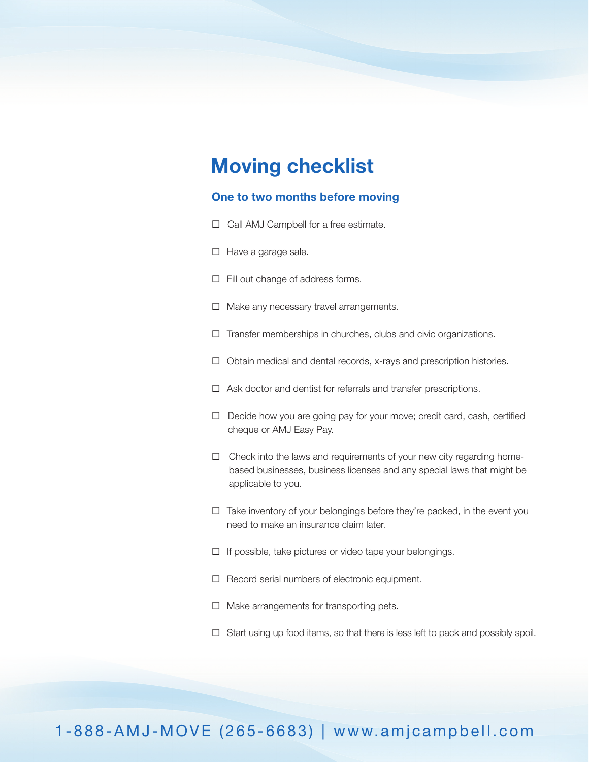# Moving checklist

## One to two months before moving

- ☐ Call AMJ Campbell for a free estimate.
- ☐ Have a garage sale.
- ☐ Fill out change of address forms.
- ☐ Make any necessary travel arrangements.
- ☐ Transfer memberships in churches, clubs and civic organizations.
- ☐ Obtain medical and dental records, x-rays and prescription histories.
- ☐ Ask doctor and dentist for referrals and transfer prescriptions.
- ☐ Decide how you are going pay for your move; credit card, cash, certified cheque or AMJ Easy Pay.
- ☐ Check into the laws and requirements of your new city regarding home-based businesses, business licenses and any special laws that might be applicable to you.
- ☐ Take inventory of your belongings before they're packed, in the event you need to make an insurance claim later.
- ☐ If possible, take pictures or video tape your belongings.
- ☐ Record serial numbers of electronic equipment.
- ☐ Make arrangements for transporting pets.
- ☐ Start using up food items, so that there is less left to pack and possibly spoil.

1-888-AMJ-MOVE (265-6683) | www.amjcampbell.com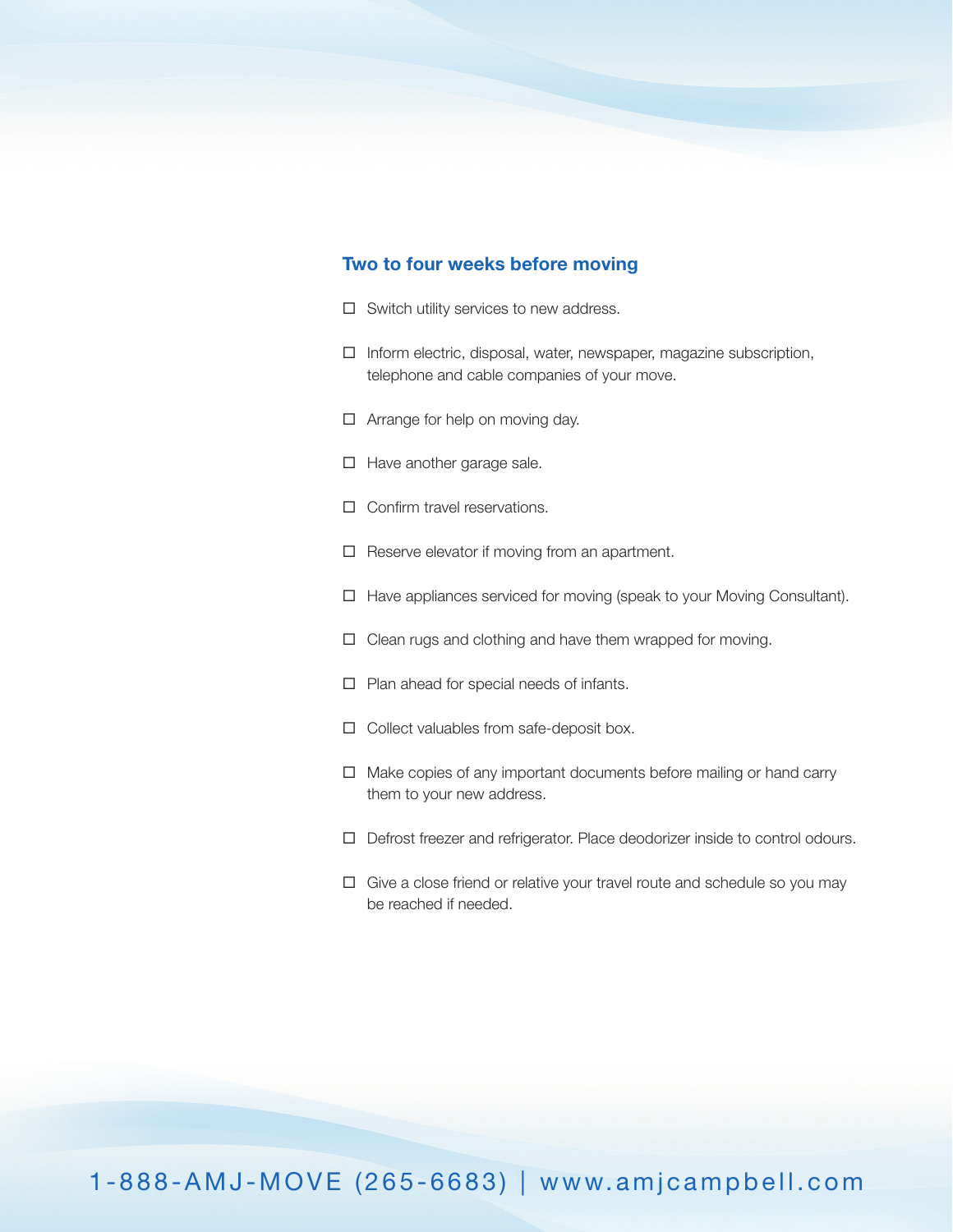## Two to four weeks before moving

- ☐ Switch utility services to new address.
- ☐ Inform electric, disposal, water, newspaper, magazine subscription, telephone and cable companies of your move.
- ☐ Arrange for help on moving day.
- ☐ Have another garage sale.
- ☐ Confirm travel reservations.
- ☐ Reserve elevator if moving from an apartment.
- ☐ Have appliances serviced for moving (speak to your Moving Consultant).
- ☐ Clean rugs and clothing and have them wrapped for moving.
- ☐ Plan ahead for special needs of infants.
- ☐ Collect valuables from safe-deposit box.
- ☐ Make copies of any important documents before mailing or hand carry them to your new address.
- ☐ Defrost freezer and refrigerator. Place deodorizer inside to control odours.
- ☐ Give a close friend or relative your travel route and schedule so you may be reached if needed.

1-888-AMJ-MOVE (265-6683) | www.amjcampbell.com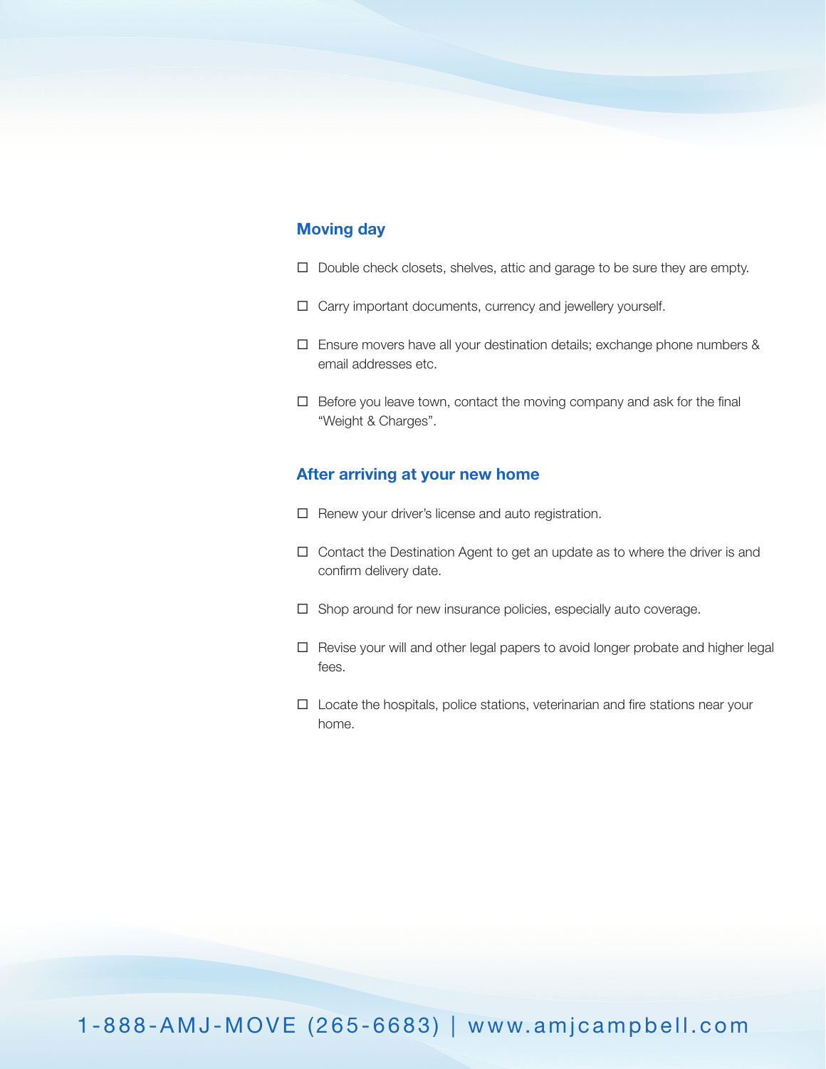## Moving day

- [ ] Double check closets, shelves, attic and garage to be sure they are empty.
- [ ] Carry important documents, currency and jewellery yourself.
- [ ] Ensure movers have all your destination details; exchange phone numbers & email addresses etc.
- [ ] Before you leave town, contact the moving company and ask for the final "Weight & Charges".

## After arriving at your new home

- [ ] Renew your driver's license and auto registration.
- [ ] Contact the Destination Agent to get an update as to where the driver is and confirm delivery date.
- [ ] Shop around for new insurance policies, especially auto coverage.
- [ ] Revise your will and other legal papers to avoid longer probate and higher legal fees.
- [ ] Locate the hospitals, police stations, veterinarian and fire stations near your home.